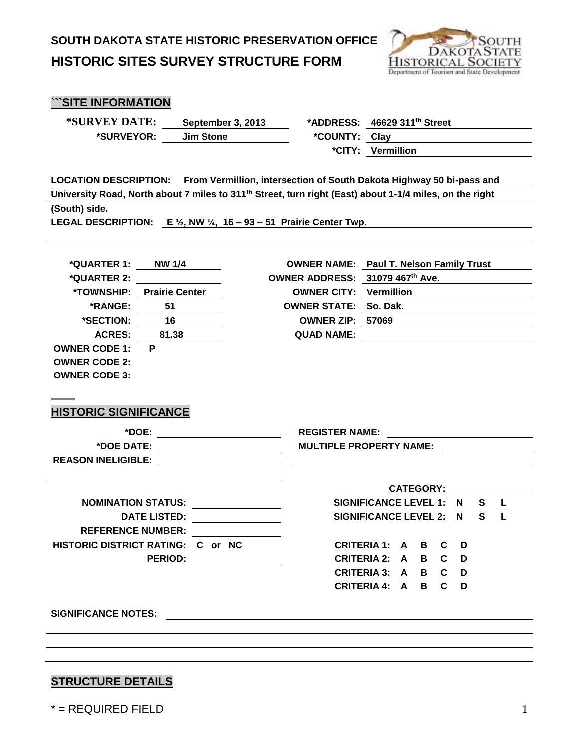# SOUTH DAKOTA STATE HISTORIC PRESERVATION OFFICE

# HISTORIC SITES SURVEY STRUCTURE FORM

## ```SITE INFORMATION

**\*SURVEY DATE:** September 3, 2013
**\*SURVEYOR:** Jim Stone

**\*ADDRESS:** 46629 311th Street
**\*COUNTY:** Clay
**\*CITY:** Vermillion

**LOCATION DESCRIPTION:** From Vermillion, intersection of South Dakota Highway 50 bi-pass and University Road, North about 7 miles to 311th Street, turn right (East) about 1-1/4 miles, on the right (South) side.

**LEGAL DESCRIPTION:** E ½, NW ¼, 16 – 93 – 51 Prairie Center Twp.

**\*QUARTER 1:** NW 1/4
**\*QUARTER 2:**
**\*TOWNSHIP:** Prairie Center
**\*RANGE:** 51
**\*SECTION:** 16
**ACRES:** 81.38
**OWNER CODE 1:** P
**OWNER CODE 2:**
**OWNER CODE 3:**

**OWNER NAME:** Paul T. Nelson Family Trust
**OWNER ADDRESS:** 31079 467th Ave.
**OWNER CITY:** Vermillion
**OWNER STATE:** So. Dak.
**OWNER ZIP:** 57069
**QUAD NAME:**

## HISTORIC SIGNIFICANCE

**\*DOE:**
**\*DOE DATE:**
**REASON INELIGIBLE:**

**REGISTER NAME:**
**MULTIPLE PROPERTY NAME:**

**NOMINATION STATUS:**
**DATE LISTED:**
**REFERENCE NUMBER:**
**HISTORIC DISTRICT RATING:** C or NC
**PERIOD:**

**CATEGORY:**
**SIGNIFICANCE LEVEL 1:** N S L
**SIGNIFICANCE LEVEL 2:** N S L

**CRITERIA 1:** A B C D
**CRITERIA 2:** A B C D
**CRITERIA 3:** A B C D
**CRITERIA 4:** A B C D

**SIGNIFICANCE NOTES:**

## STRUCTURE DETAILS

\* = REQUIRED FIELD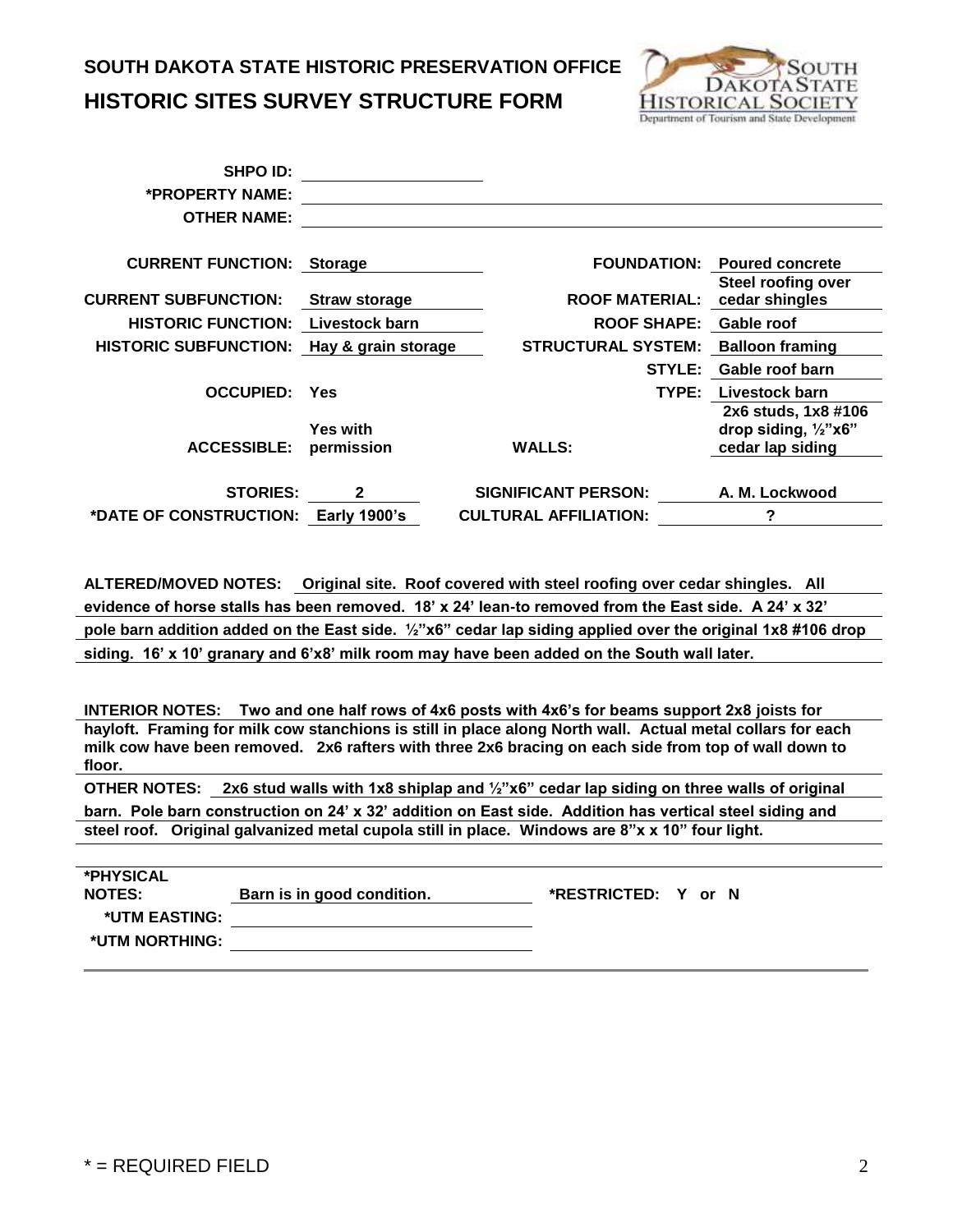# SOUTH DAKOTA STATE HISTORIC PRESERVATION OFFICE

## HISTORIC SITES SURVEY STRUCTURE FORM

**SHPO ID:**

***PROPERTY NAME:**

**OTHER NAME:**

| | | | |
|---|---|---|---|
| **CURRENT FUNCTION:** | **Storage** | **FOUNDATION:** | **Poured concrete** |
| **CURRENT SUBFUNCTION:** | **Straw storage** | **ROOF MATERIAL:** | **Steel roofing over cedar shingles** |
| **HISTORIC FUNCTION:** | **Livestock barn** | **ROOF SHAPE:** | **Gable roof** |
| **HISTORIC SUBFUNCTION:** | **Hay & grain storage** | **STRUCTURAL SYSTEM:** | **Balloon framing** |
| | | **STYLE:** | **Gable roof barn** |
| **OCCUPIED:** | **Yes** | **TYPE:** | **Livestock barn** |
| **ACCESSIBLE:** | **Yes with permission** | **WALLS:** | **2x6 studs, 1x8 #106 drop siding, ½"x6" cedar lap siding** |
| **STORIES:** | **2** | **SIGNIFICANT PERSON:** | **A. M. Lockwood** |
| ***DATE OF CONSTRUCTION:** | **Early 1900's** | **CULTURAL AFFILIATION:** | **?** |

**ALTERED/MOVED NOTES:** **Original site. Roof covered with steel roofing over cedar shingles. All evidence of horse stalls has been removed. 18' x 24' lean-to removed from the East side. A 24' x 32' pole barn addition added on the East side. ½"x6" cedar lap siding applied over the original 1x8 #106 drop siding. 16' x 10' granary and 6'x8' milk room may have been added on the South wall later.**

**INTERIOR NOTES:** **Two and one half rows of 4x6 posts with 4x6's for beams support 2x8 joists for hayloft. Framing for milk cow stanchions is still in place along North wall. Actual metal collars for each milk cow have been removed. 2x6 rafters with three 2x6 bracing on each side from top of wall down to floor.**

**OTHER NOTES:** **2x6 stud walls with 1x8 shiplap and ½"x6" cedar lap siding on three walls of original barn. Pole barn construction on 24' x 32' addition on East side. Addition has vertical steel siding and steel roof. Original galvanized metal cupola still in place. Windows are 8"x x 10" four light.**

***PHYSICAL NOTES:** **Barn is in good condition.** ***RESTRICTED: Y or N**

***UTM EASTING:**

***UTM NORTHING:**

* = REQUIRED FIELD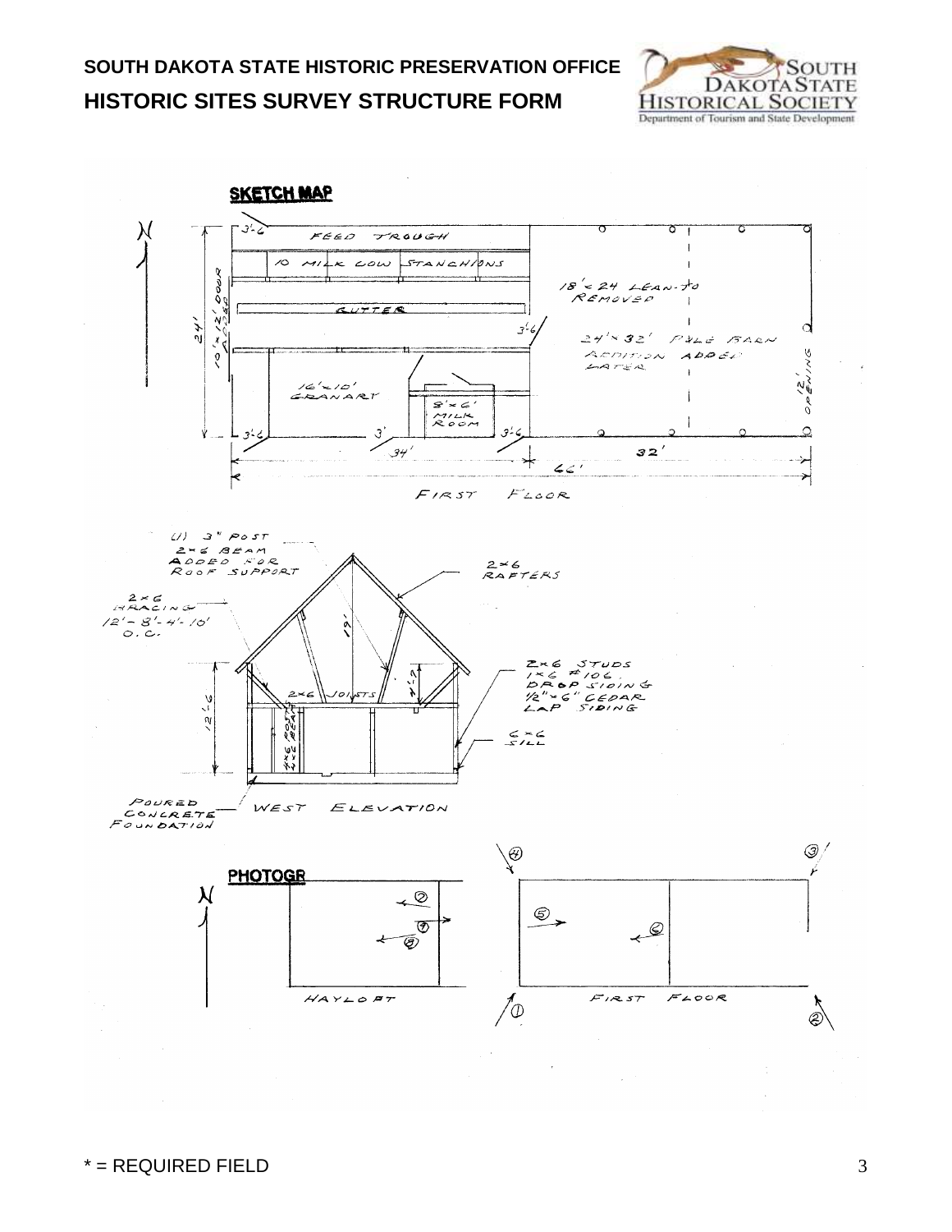**SOUTH DAKOTA STATE HISTORIC PRESERVATION OFFICE**

**HISTORIC SITES SURVEY STRUCTURE FORM**

**SKETCH MAP**

FEED TROUGH

10 MILK COW STANCHIONS

GUTTER

18' × 24 LEAN-TO REMOVED

24' × 32' POLE BARN ADDITION ADDED LATER

10' × 12' DOOR ADDED

12' OPENING

16' × 10' GRANARY

8' × 6' MILK ROOM

3'-6 3'-6 3'-6 3'-6 3'

24' 34' 32' 66'

FIRST FLOOR

(1) 3" POST 2×6 BEAM ADDED FOR ROOF SUPPORT

2×6 BRACING 12'-8'-4'-10' O.C.

2×6 RAFTERS

19'

2×6 JOISTS

4×6 POST 4×6 BEAM

2×6 STUDS 1×6 #106 DROP SIDING 1/2" × 6" CEDAR LAP SIDING

6×6 SILL

12'-6

POURED CONCRETE FOUNDATION

WEST ELEVATION

**PHOTOGR**

HAYLOFT

FIRST FLOOR

* = REQUIRED FIELD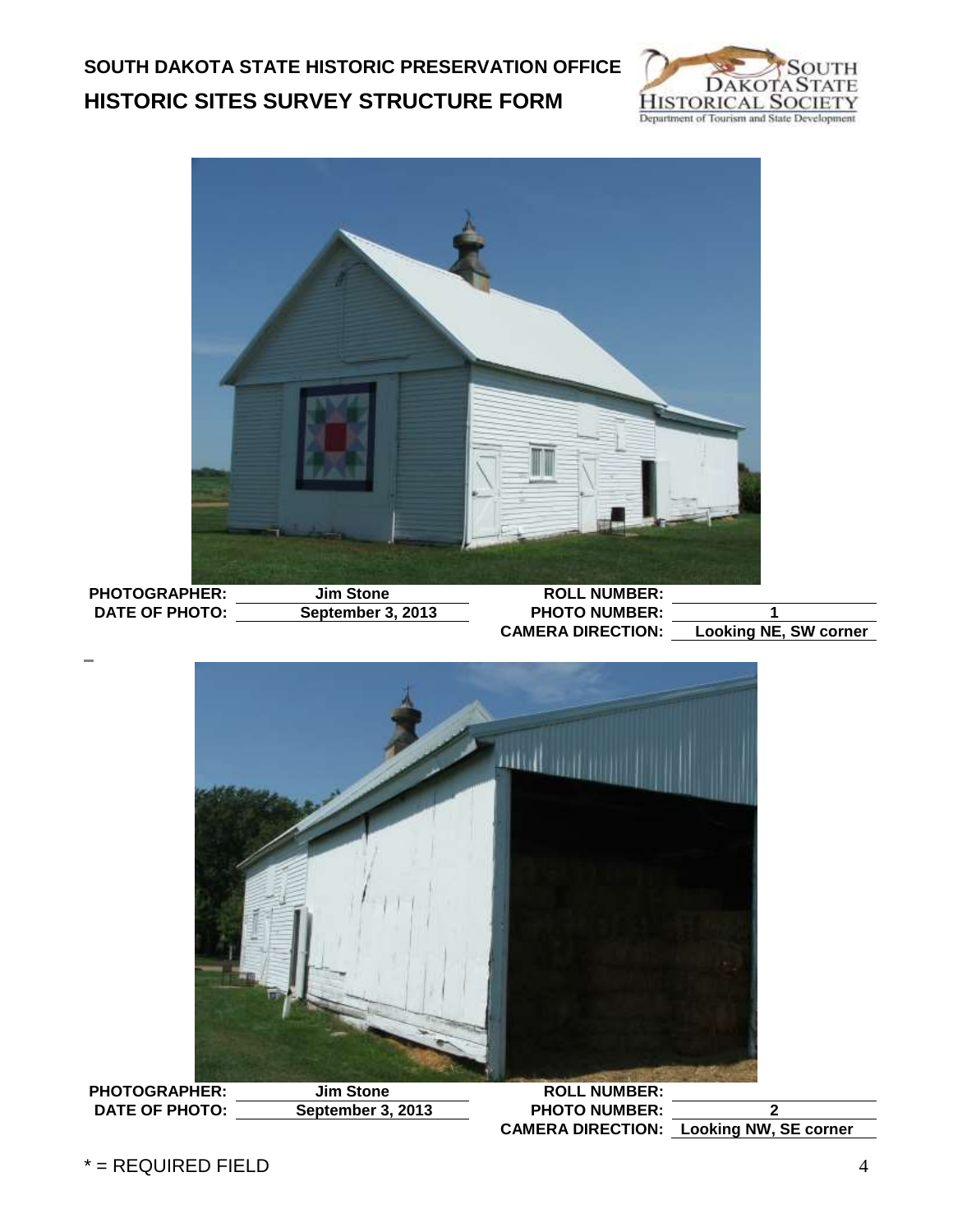**SOUTH DAKOTA STATE HISTORIC PRESERVATION OFFICE**
**HISTORIC SITES SURVEY STRUCTURE FORM**

| | | | |
|---|---|---|---|
| **PHOTOGRAPHER:** | **Jim Stone** | **ROLL NUMBER:** | |
| **DATE OF PHOTO:** | **September 3, 2013** | **PHOTO NUMBER:** | **1** |
| | | **CAMERA DIRECTION:** | **Looking NE, SW corner** |

| | | | |
|---|---|---|---|
| **PHOTOGRAPHER:** | **Jim Stone** | **ROLL NUMBER:** | |
| **DATE OF PHOTO:** | **September 3, 2013** | **PHOTO NUMBER:** | **2** |
| | | **CAMERA DIRECTION:** | **Looking NW, SE corner** |

* = REQUIRED FIELD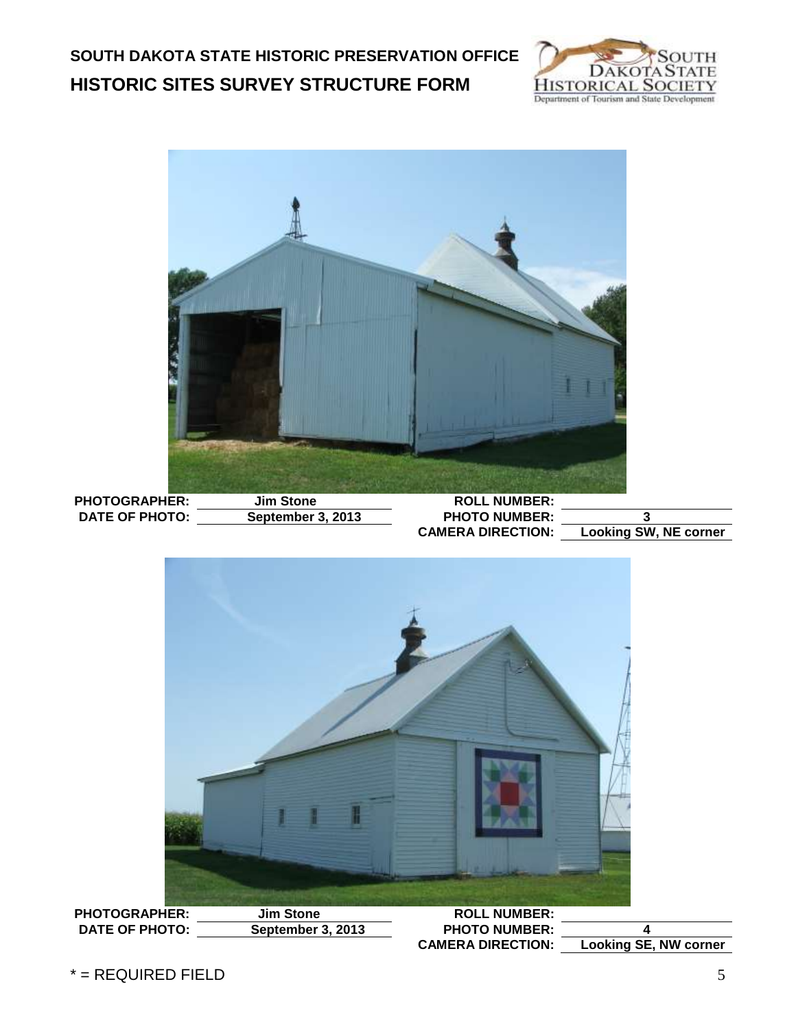**SOUTH DAKOTA STATE HISTORIC PRESERVATION OFFICE**
**HISTORIC SITES SURVEY STRUCTURE FORM**

| | | | |
|---|---|---|---|
| **PHOTOGRAPHER:** | **Jim Stone** | **ROLL NUMBER:** | |
| **DATE OF PHOTO:** | **September 3, 2013** | **PHOTO NUMBER:** | **3** |
| | | **CAMERA DIRECTION:** | **Looking SW, NE corner** |

| | | | |
|---|---|---|---|
| **PHOTOGRAPHER:** | **Jim Stone** | **ROLL NUMBER:** | |
| **DATE OF PHOTO:** | **September 3, 2013** | **PHOTO NUMBER:** | **4** |
| | | **CAMERA DIRECTION:** | **Looking SE, NW corner** |

* = REQUIRED FIELD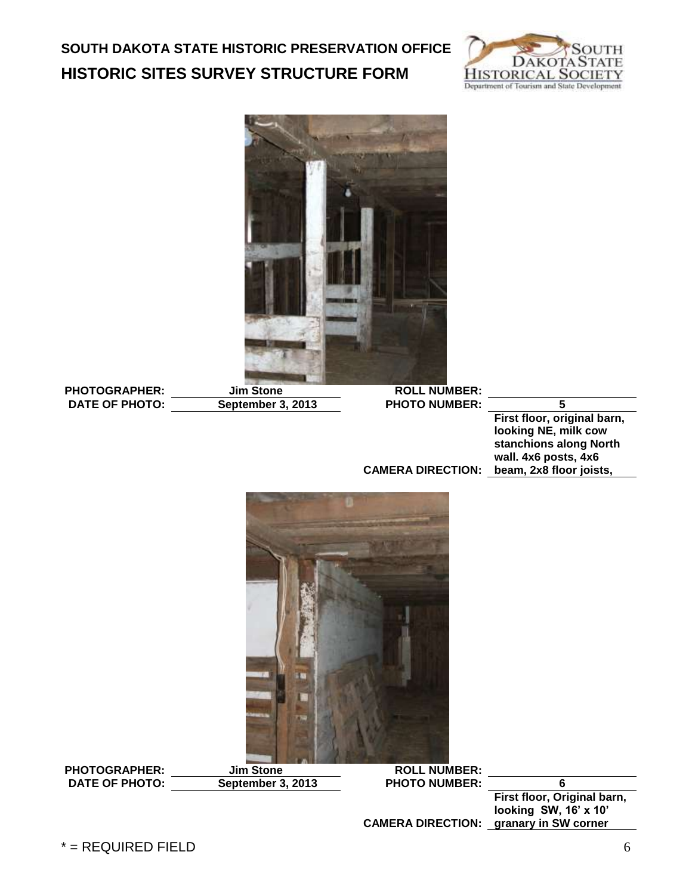**SOUTH DAKOTA STATE HISTORIC PRESERVATION OFFICE**

**HISTORIC SITES SURVEY STRUCTURE FORM**

| | | | |
|---|---|---|---|
| **PHOTOGRAPHER:** | **Jim Stone** | **ROLL NUMBER:** | |
| **DATE OF PHOTO:** | **September 3, 2013** | **PHOTO NUMBER:** | **5** |
| | | **CAMERA DIRECTION:** | **First floor, original barn, looking NE, milk cow stanchions along North wall. 4x6 posts, 4x6 beam, 2x8 floor joists,** |

| | | | |
|---|---|---|---|
| **PHOTOGRAPHER:** | **Jim Stone** | **ROLL NUMBER:** | |
| **DATE OF PHOTO:** | **September 3, 2013** | **PHOTO NUMBER:** | **6** |
| | | **CAMERA DIRECTION:** | **First floor, Original barn, looking SW, 16' x 10' granary in SW corner** |

* = REQUIRED FIELD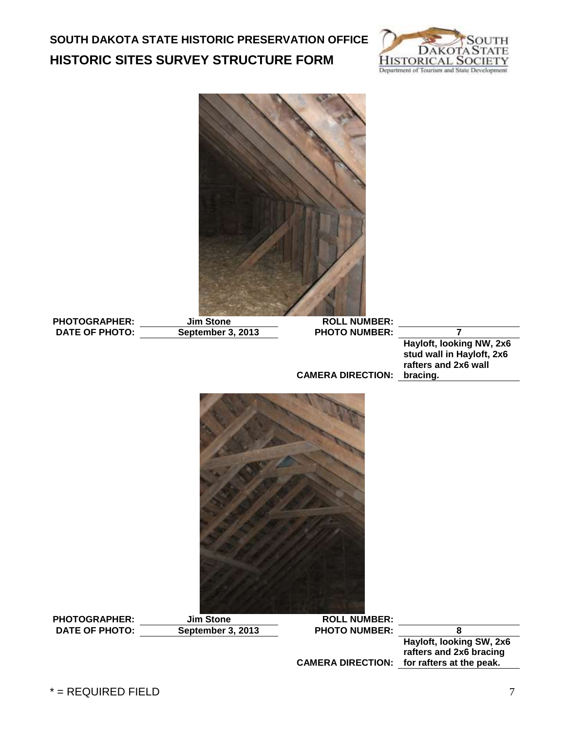## SOUTH DAKOTA STATE HISTORIC PRESERVATION OFFICE
## HISTORIC SITES SURVEY STRUCTURE FORM

| | | | |
|---|---|---|---|
| **PHOTOGRAPHER:** | **Jim Stone** | **ROLL NUMBER:** | |
| **DATE OF PHOTO:** | **September 3, 2013** | **PHOTO NUMBER:** | **7** |
| | | **CAMERA DIRECTION:** | **Hayloft, looking NW, 2x6 stud wall in Hayloft, 2x6 rafters and 2x6 wall bracing.** |

| | | | |
|---|---|---|---|
| **PHOTOGRAPHER:** | **Jim Stone** | **ROLL NUMBER:** | |
| **DATE OF PHOTO:** | **September 3, 2013** | **PHOTO NUMBER:** | **8** |
| | | **CAMERA DIRECTION:** | **Hayloft, looking SW, 2x6 rafters and 2x6 bracing for rafters at the peak.** |

* = REQUIRED FIELD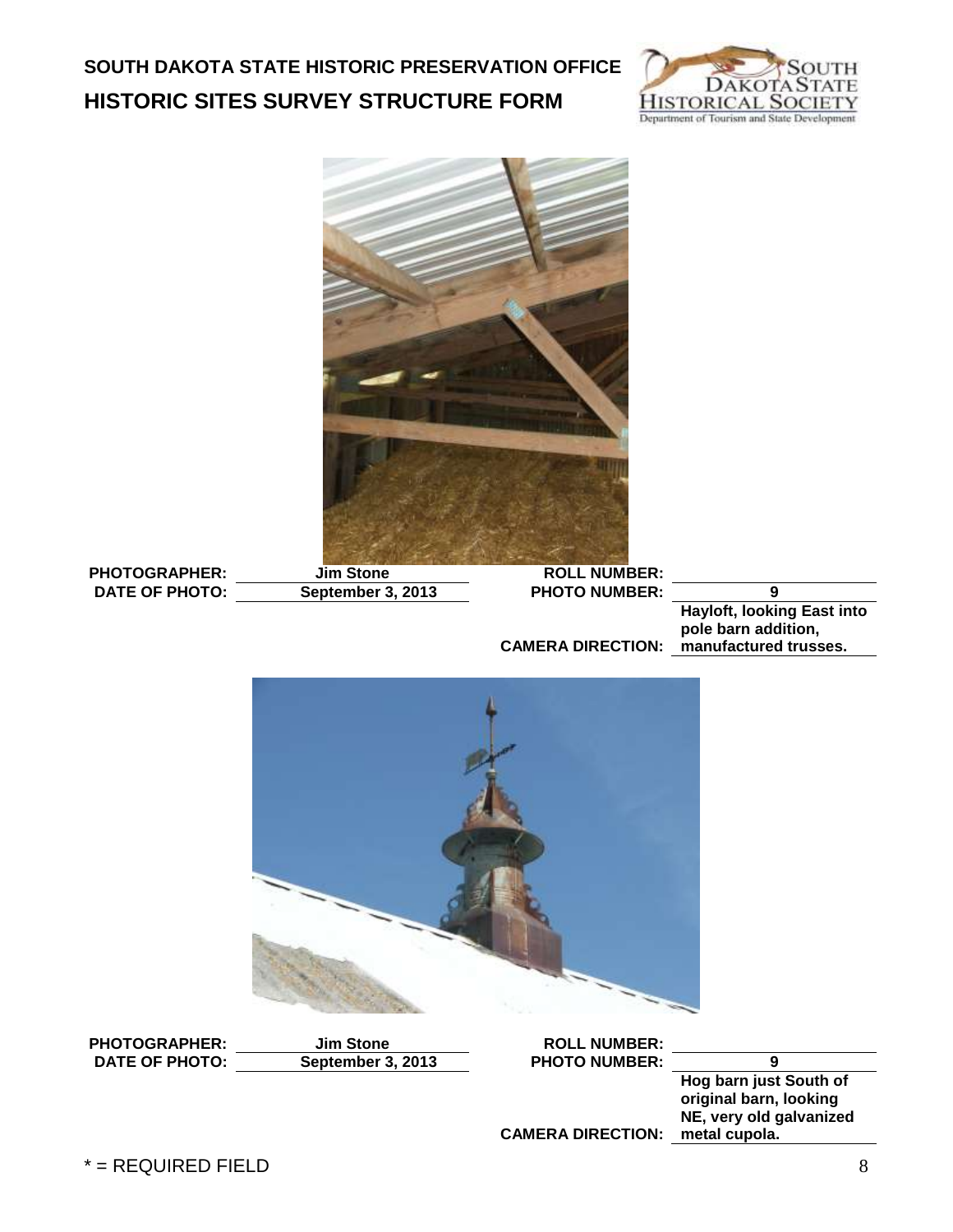# SOUTH DAKOTA STATE HISTORIC PRESERVATION OFFICE

## HISTORIC SITES SURVEY STRUCTURE FORM

| | | | |
|---|---|---|---|
| **PHOTOGRAPHER:** | **Jim Stone** | **ROLL NUMBER:** | |
| **DATE OF PHOTO:** | **September 3, 2013** | **PHOTO NUMBER:** | **9** |
| | | **CAMERA DIRECTION:** | **Hayloft, looking East into pole barn addition, manufactured trusses.** |

| | | | |
|---|---|---|---|
| **PHOTOGRAPHER:** | **Jim Stone** | **ROLL NUMBER:** | |
| **DATE OF PHOTO:** | **September 3, 2013** | **PHOTO NUMBER:** | **9** |
| | | **CAMERA DIRECTION:** | **Hog barn just South of original barn, looking NE, very old galvanized metal cupola.** |

* = REQUIRED FIELD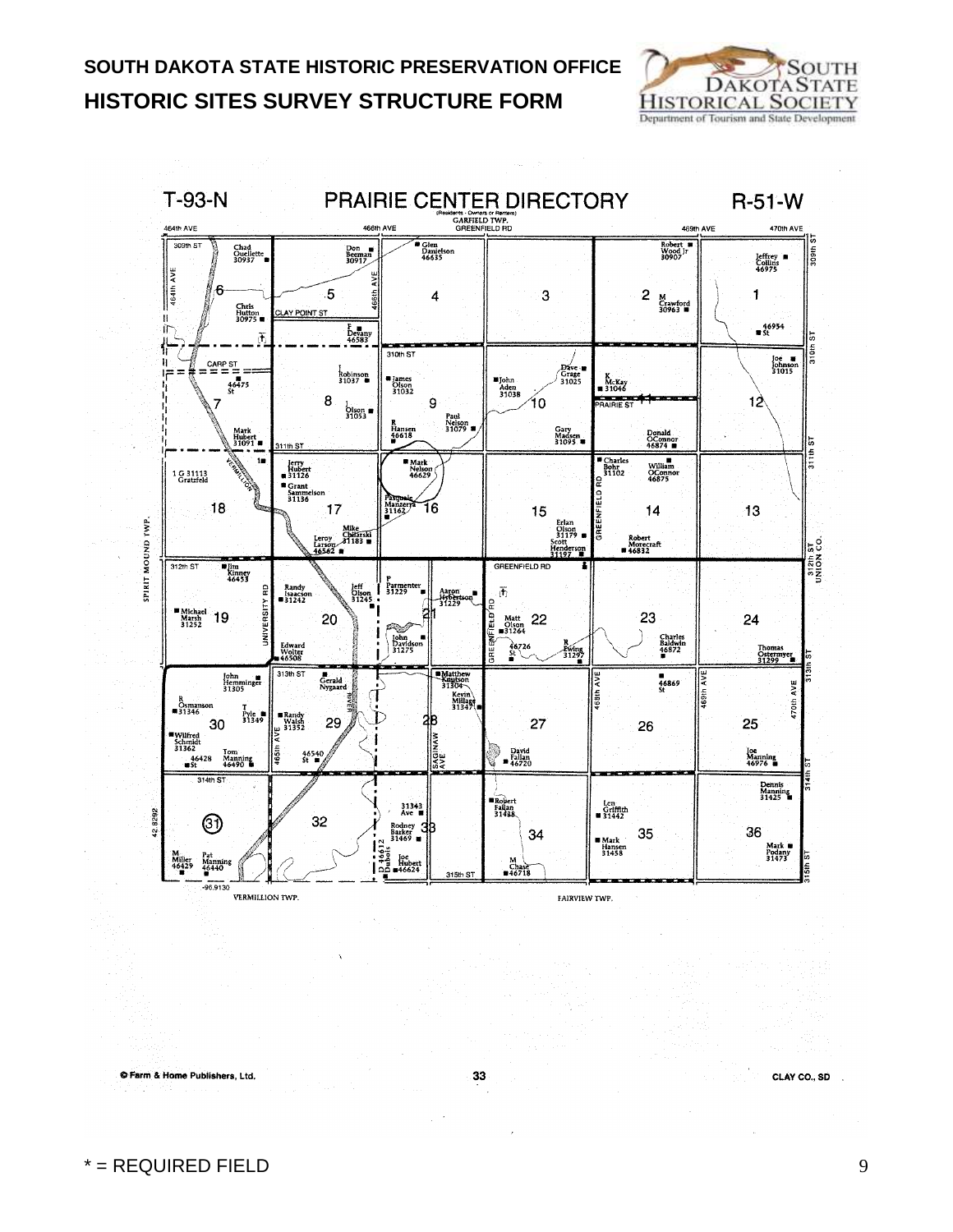**SOUTH DAKOTA STATE HISTORIC PRESERVATION OFFICE**

**HISTORIC SITES SURVEY STRUCTURE FORM**

T-93-N PRAIRIE CENTER DIRECTORY R-51-W

(Residents · Owners or Renters)
GARFIELD TWP.
GREENFIELD RD

464th AVE 466th AVE 469th AVE 470th AVE

309th ST — Chad Ouellette 30937 · Don Beeman 30917 · Glen Danielson 46635 · Robert Wood Jr 30907 · Jeffrey Collins 46975

6 · 5 · 4 · 3 · 2 · 1

464th AVE · 466th AVE · CLAY POINT ST · Chris Hutton 30975 · F Devany 46583 · M Crawford 30963 · 46954 St

310th ST — CARP ST · 46475 St · I Robinson 31037 · James Olson 31032 · John Aden 31038 · Dave Grage 31025 · K McKay 31046 · Joe Johnson 31015

7 · 8 · 9 · 10 · 11 · 12

PRAIRIE ST · J Olson 31053 · Paul Nelson 31079 · R Hansen 46618 · Gary Madsen 31095 · Mark Hubert 31091 · Donald OConnor 46874

311th ST — VERMILLION · 1 G 31113 Gratzfeld · Jerry Hubert 31126 · Grant Sammelson 31136 · Mark Nelson 46629 · Pasquale Manzerra 31162 · Charles Bohr 31102 · William OConnor 46875

18 · 17 · 16 · 15 · 14 · 13

GREENFIELD RD · Mike Chilarski 31183 · Leroy Larson 46562 · Erlan Olson 31179 · Scott Henderson 31197 · Robert Morecraft 46832

SPIRIT MOUND TWP. · 312th ST UNION CO.

312th ST — Jim Kinney 46453 · Randy Isaacson 31242 · Jeff Olson 31245 · P Parmenter 31229 · Aaron Hybertson 31229 · GREENFIELD RD · UNIVERSITY RD

19 · 20 · 21 · 22 · 23 · 24

Michael Marsh 31252 · Edward Wolter 46508 · John Davidson 31275 · Matt Olson 31264 · 46726 St · R Ewing 31297 · Charles Baldwin 46872 · Thomas Ostermyer 31299

313th ST — John Hemminger 31305 · Gerald Nygaard · RIVER · Matthew Knutson 31304 · Kevin Millage 31347 · 468th AVE · 46869 St · 469th AVE · 470th AVE

R Osmanson 31346 · T Pyle 31349 · Randy Walsh 31352 · 465th AVE · SAGINAW AVE

30 · 29 · 28 · 27 · 26 · 25

Wilfred Schmidt 31362 · 46428 St · Tom Manning 46490 · 46540 St · David Fallan 46720 · Joe Manning 46976

314th ST — 31343 Ave · Robert Fallan 31438 · Len Griffith 31442 · Dennis Manning 31425

31 · 32 · 33 · 34 · 35 · 36

42.8292 · Rodney Barker 31469 · 46612 Dubois · Mark Hansen 31458 · Mark Podany 31473

M Miller 46429 · Pat Manning 46440 · Joe Hubert 46624 · 315th ST · M Chase 46718 · 315th ST

-96.9130

VERMILLION TWP. · FAIRVIEW TWP.

© Farm & Home Publishers, Ltd. 33 CLAY CO., SD

* = REQUIRED FIELD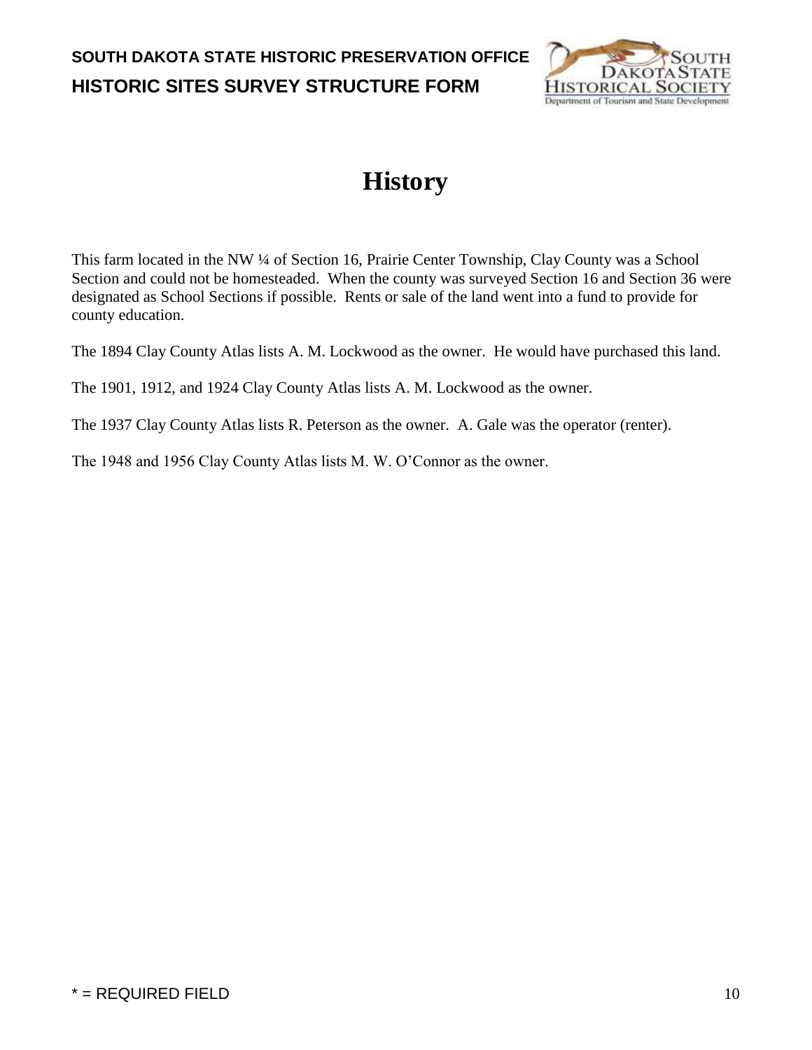# History

This farm located in the NW ¼ of Section 16, Prairie Center Township, Clay County was a School Section and could not be homesteaded. When the county was surveyed Section 16 and Section 36 were designated as School Sections if possible. Rents or sale of the land went into a fund to provide for county education.

The 1894 Clay County Atlas lists A. M. Lockwood as the owner. He would have purchased this land.

The 1901, 1912, and 1924 Clay County Atlas lists A. M. Lockwood as the owner.

The 1937 Clay County Atlas lists R. Peterson as the owner. A. Gale was the operator (renter).

The 1948 and 1956 Clay County Atlas lists M. W. O'Connor as the owner.